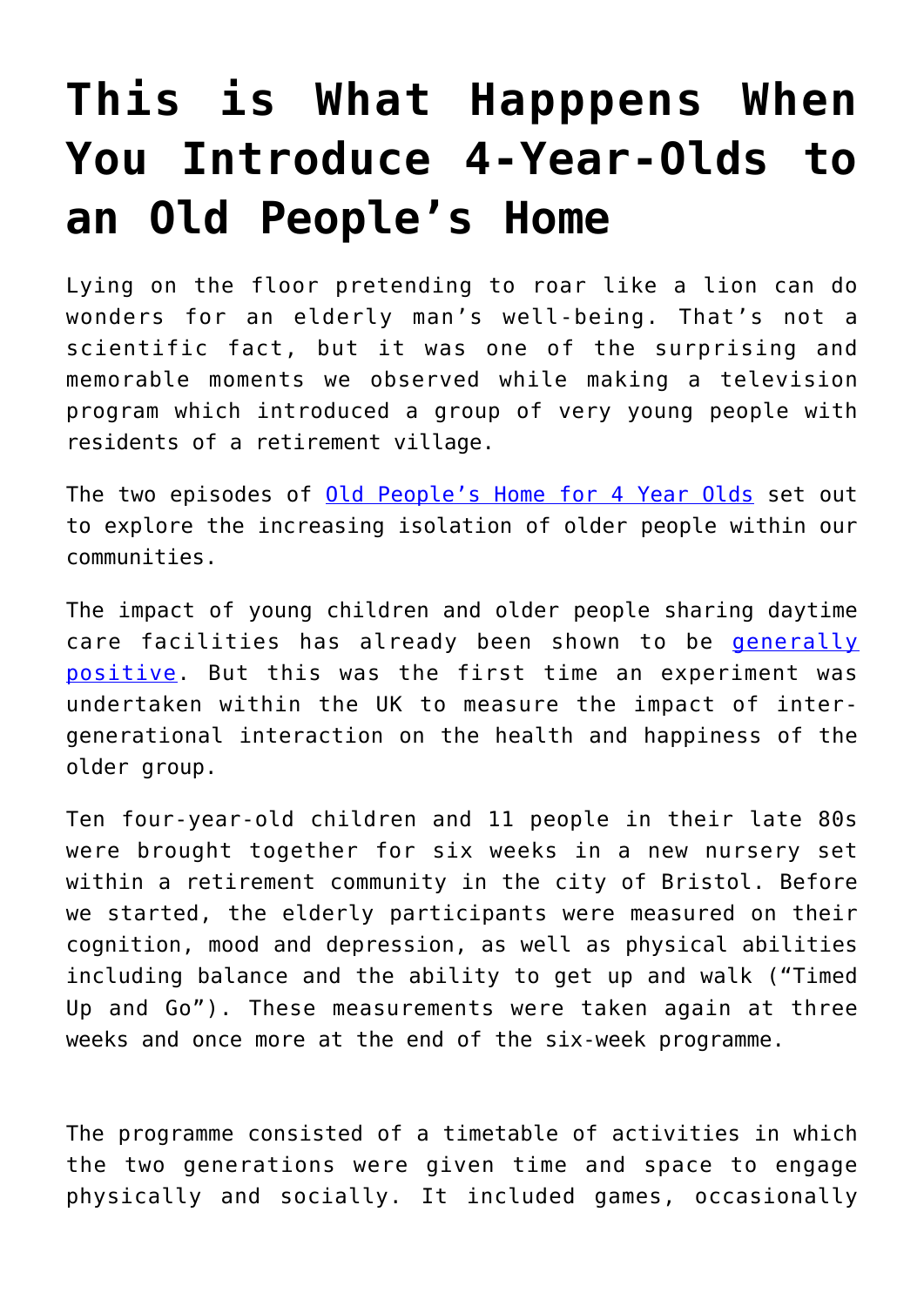# This is What Happpens When You Introduce 4-Year-Olds to an Old People's Home

Lying on the floor pretending to roar like a lion can do wonders for an elderly man's well-being. That's not a scientific fact, but it was one of the surprising and memorable moments we observed while making a television program which introduced a group of very young people with residents of a retirement village.

The two episodes of [Old People's Home for 4 Year Olds] set out to explore the increasing isolation of older people within our communities.

The impact of young children and older people sharing daytime care facilities has already been shown to be [generally positive]. But this was the first time an experiment was undertaken within the UK to measure the impact of inter-generational interaction on the health and happiness of the older group.

Ten four-year-old children and 11 people in their late 80s were brought together for six weeks in a new nursery set within a retirement community in the city of Bristol. Before we started, the elderly participants were measured on their cognition, mood and depression, as well as physical abilities including balance and the ability to get up and walk ("Timed Up and Go"). These measurements were taken again at three weeks and once more at the end of the six-week programme.

The programme consisted of a timetable of activities in which the two generations were given time and space to engage physically and socially. It included games, occasionally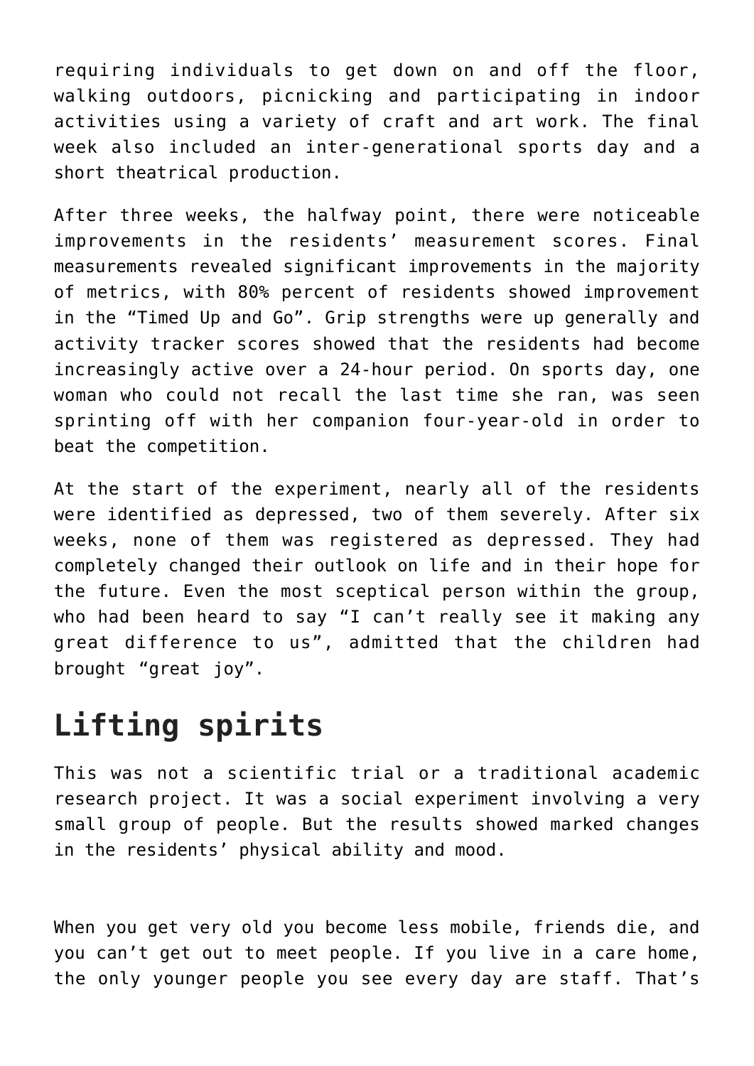requiring individuals to get down on and off the floor, walking outdoors, picnicking and participating in indoor activities using a variety of craft and art work. The final week also included an inter-generational sports day and a short theatrical production.

After three weeks, the halfway point, there were noticeable improvements in the residents' measurement scores. Final measurements revealed significant improvements in the majority of metrics, with 80% percent of residents showed improvement in the "Timed Up and Go". Grip strengths were up generally and activity tracker scores showed that the residents had become increasingly active over a 24-hour period. On sports day, one woman who could not recall the last time she ran, was seen sprinting off with her companion four-year-old in order to beat the competition.

At the start of the experiment, nearly all of the residents were identified as depressed, two of them severely. After six weeks, none of them was registered as depressed. They had completely changed their outlook on life and in their hope for the future. Even the most sceptical person within the group, who had been heard to say "I can't really see it making any great difference to us", admitted that the children had brought "great joy".

## Lifting spirits

This was not a scientific trial or a traditional academic research project. It was a social experiment involving a very small group of people. But the results showed marked changes in the residents' physical ability and mood.

When you get very old you become less mobile, friends die, and you can't get out to meet people. If you live in a care home, the only younger people you see every day are staff. That's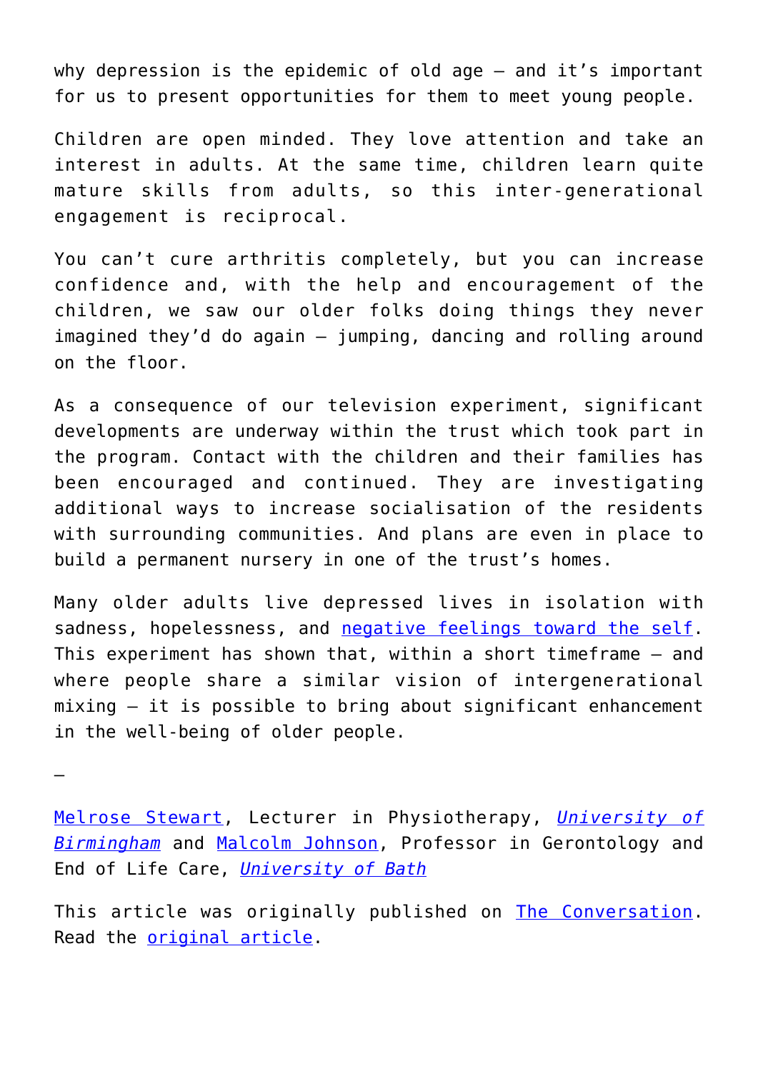why depression is the epidemic of old age – and it's important for us to present opportunities for them to meet young people.

Children are open minded. They love attention and take an interest in adults. At the same time, children learn quite mature skills from adults, so this inter-generational engagement is reciprocal.

You can't cure arthritis completely, but you can increase confidence and, with the help and encouragement of the children, we saw our older folks doing things they never imagined they'd do again – jumping, dancing and rolling around on the floor.

As a consequence of our television experiment, significant developments are underway within the trust which took part in the program. Contact with the children and their families has been encouraged and continued. They are investigating additional ways to increase socialisation of the residents with surrounding communities. And plans are even in place to build a permanent nursery in one of the trust's homes.

Many older adults live depressed lives in isolation with sadness, hopelessness, and negative feelings toward the self. This experiment has shown that, within a short timeframe – and where people share a similar vision of intergenerational mixing – it is possible to bring about significant enhancement in the well-being of older people.

—

Melrose Stewart, Lecturer in Physiotherapy, *University of Birmingham* and Malcolm Johnson, Professor in Gerontology and End of Life Care, *University of Bath*

This article was originally published on The Conversation. Read the original article.